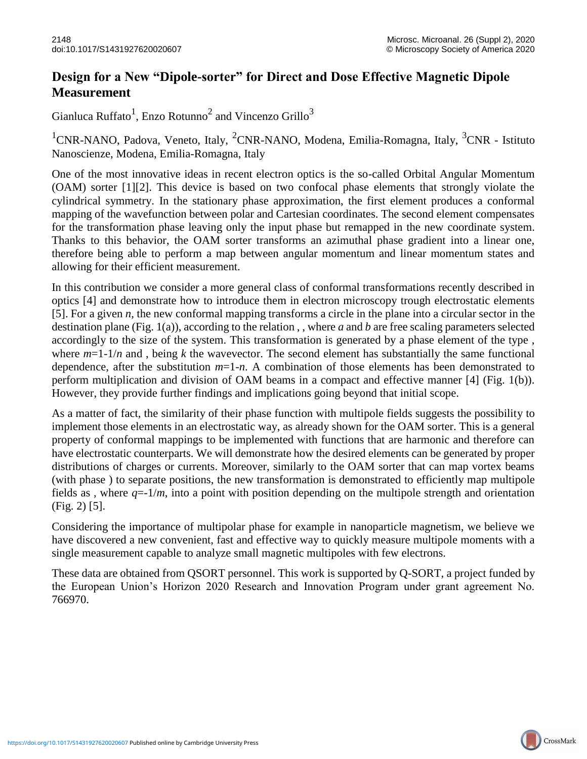# Design for a New "Dipole-sorter" for Direct and Dose Effective Magnetic Dipole Measurement

Gianluca Ruffato[1], Enzo Rotunno[2] and Vincenzo Grillo[3]

[1]CNR-NANO, Padova, Veneto, Italy, [2]CNR-NANO, Modena, Emilia-Romagna, Italy, [3]CNR - Istituto Nanoscienze, Modena, Emilia-Romagna, Italy

One of the most innovative ideas in recent electron optics is the so-called Orbital Angular Momentum (OAM) sorter [1][2]. This device is based on two confocal phase elements that strongly violate the cylindrical symmetry. In the stationary phase approximation, the first element produces a conformal mapping of the wavefunction between polar and Cartesian coordinates. The second element compensates for the transformation phase leaving only the input phase but remapped in the new coordinate system. Thanks to this behavior, the OAM sorter transforms an azimuthal phase gradient into a linear one, therefore being able to perform a map between angular momentum and linear momentum states and allowing for their efficient measurement.

In this contribution we consider a more general class of conformal transformations recently described in optics [4] and demonstrate how to introduce them in electron microscopy trough electrostatic elements [5]. For a given $n$, the new conformal mapping transforms a circle in the plane into a circular sector in the destination plane (Fig. 1(a)), according to the relation , , where $a$ and $b$ are free scaling parameters selected accordingly to the size of the system. This transformation is generated by a phase element of the type , where $m$=1-1/$n$ and , being $k$ the wavevector. The second element has substantially the same functional dependence, after the substitution $m$=1-$n$. A combination of those elements has been demonstrated to perform multiplication and division of OAM beams in a compact and effective manner [4] (Fig. 1(b)). However, they provide further findings and implications going beyond that initial scope.

As a matter of fact, the similarity of their phase function with multipole fields suggests the possibility to implement those elements in an electrostatic way, as already shown for the OAM sorter. This is a general property of conformal mappings to be implemented with functions that are harmonic and therefore can have electrostatic counterparts. We will demonstrate how the desired elements can be generated by proper distributions of charges or currents. Moreover, similarly to the OAM sorter that can map vortex beams (with phase ) to separate positions, the new transformation is demonstrated to efficiently map multipole fields as , where $q$=-1/$m$, into a point with position depending on the multipole strength and orientation (Fig. 2) [5].

Considering the importance of multipolar phase for example in nanoparticle magnetism, we believe we have discovered a new convenient, fast and effective way to quickly measure multipole moments with a single measurement capable to analyze small magnetic multipoles with few electrons.

These data are obtained from QSORT personnel. This work is supported by Q-SORT, a project funded by the European Union's Horizon 2020 Research and Innovation Program under grant agreement No. 766970.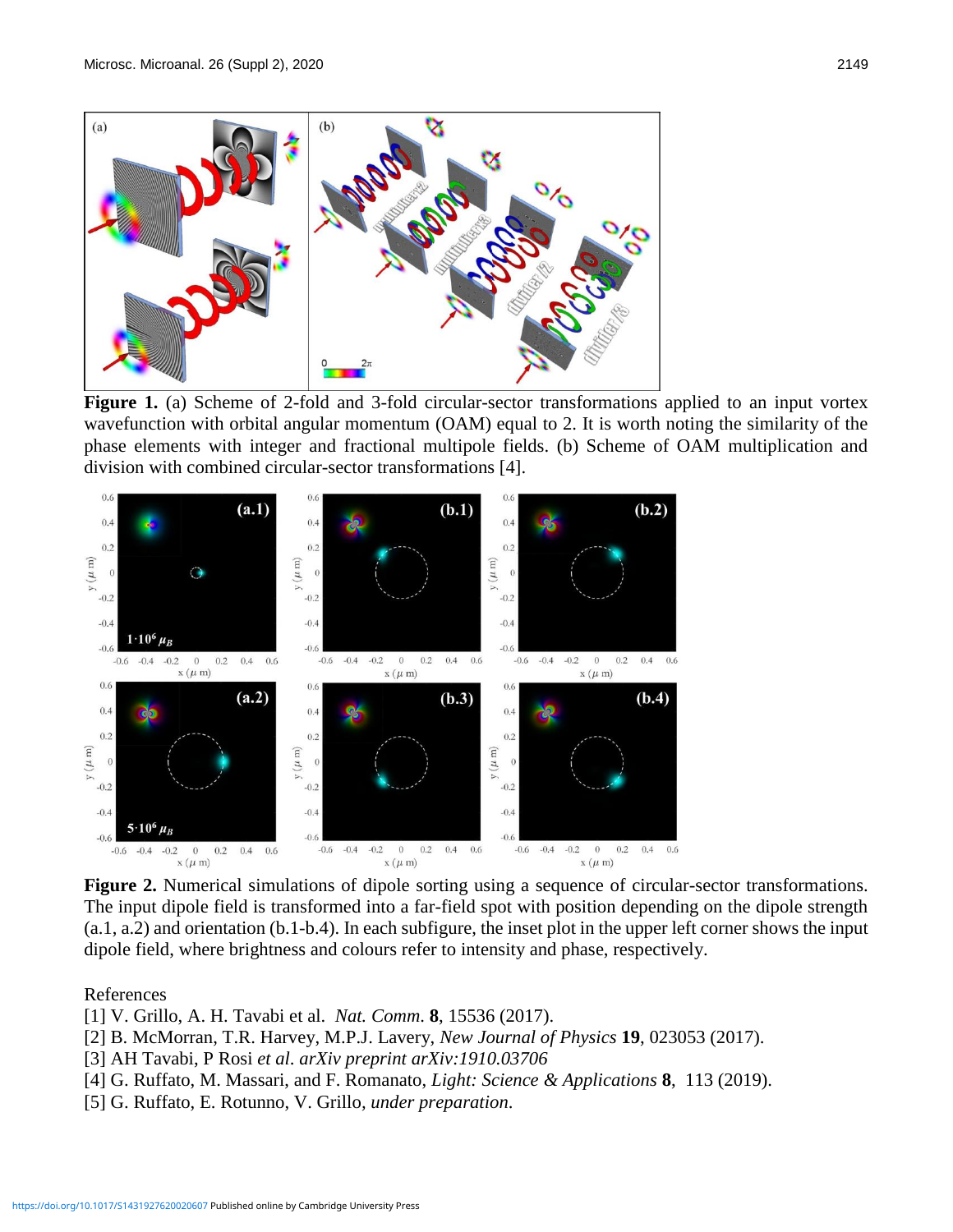**Figure 1.** (a) Scheme of 2-fold and 3-fold circular-sector transformations applied to an input vortex wavefunction with orbital angular momentum (OAM) equal to 2. It is worth noting the similarity of the phase elements with integer and fractional multipole fields. (b) Scheme of OAM multiplication and division with combined circular-sector transformations [4].

**Figure 2.** Numerical simulations of dipole sorting using a sequence of circular-sector transformations. The input dipole field is transformed into a far-field spot with position depending on the dipole strength (a.1, a.2) and orientation (b.1-b.4). In each subfigure, the inset plot in the upper left corner shows the input dipole field, where brightness and colours refer to intensity and phase, respectively.

References

[1] V. Grillo, A. H. Tavabi et al. *Nat. Comm.* **8**, 15536 (2017).

[2] B. McMorran, T.R. Harvey, M.P.J. Lavery, *New Journal of Physics* **19**, 023053 (2017).

[3] AH Tavabi, P Rosi *et al. arXiv preprint arXiv:1910.03706*

[4] G. Ruffato, M. Massari, and F. Romanato, *Light: Science & Applications* **8**, 113 (2019).

[5] G. Ruffato, E. Rotunno, V. Grillo, *under preparation*.